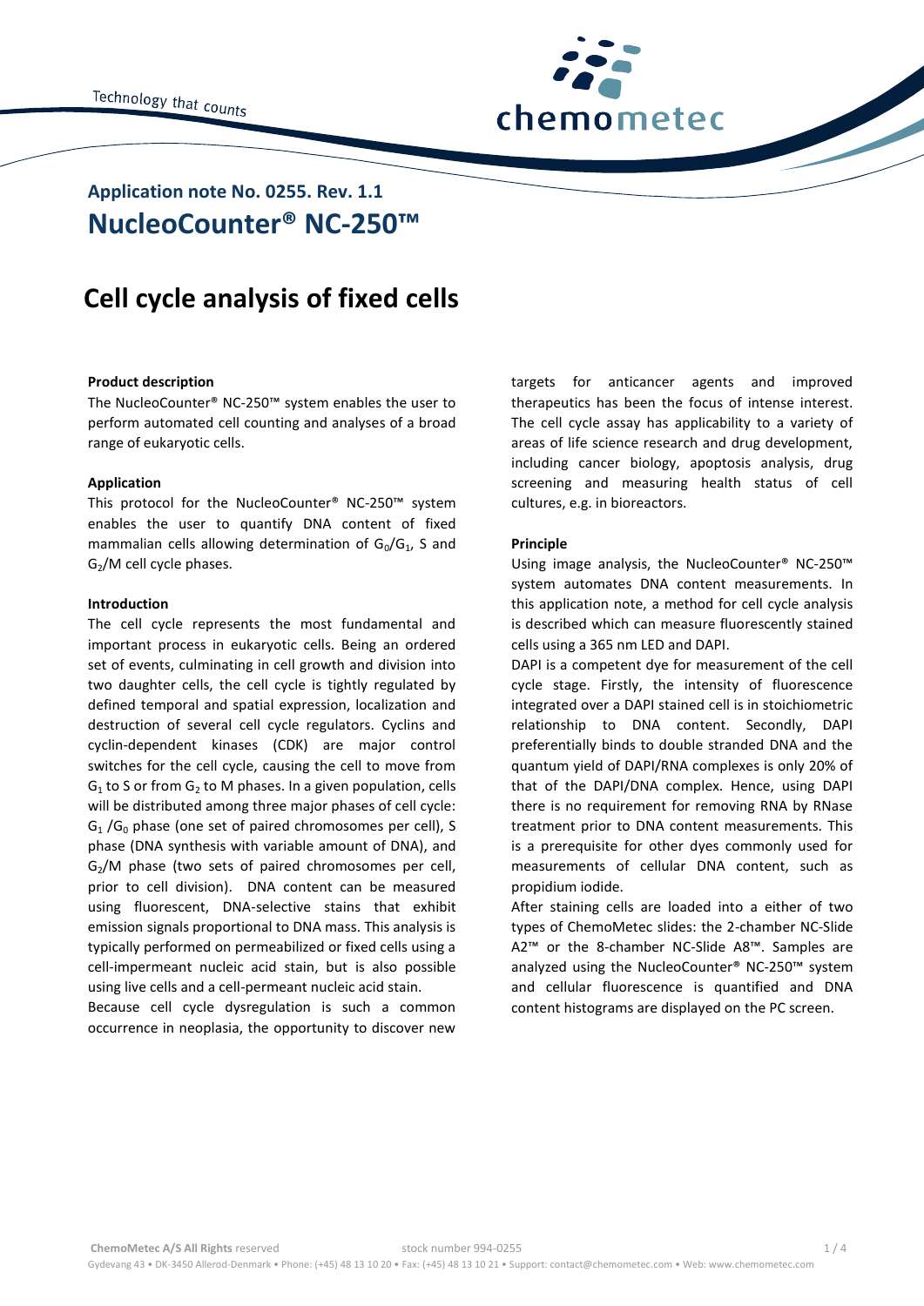## Application note No. 0255. Rev. 1.1

# NucleoCounter® NC-250™

# Cell cycle analysis of fixed cells

**Product description**

The NucleoCounter® NC-250™ system enables the user to perform automated cell counting and analyses of a broad range of eukaryotic cells.

**Application**

This protocol for the NucleoCounter® NC-250™ system enables the user to quantify DNA content of fixed mammalian cells allowing determination of $G_0$/$G_1$, S and $G_2$/M cell cycle phases.

**Introduction**

The cell cycle represents the most fundamental and important process in eukaryotic cells. Being an ordered set of events, culminating in cell growth and division into two daughter cells, the cell cycle is tightly regulated by defined temporal and spatial expression, localization and destruction of several cell cycle regulators. Cyclins and cyclin-dependent kinases (CDK) are major control switches for the cell cycle, causing the cell to move from $G_1$ to S or from $G_2$ to M phases. In a given population, cells will be distributed among three major phases of cell cycle: $G_1$ /$G_0$ phase (one set of paired chromosomes per cell), S phase (DNA synthesis with variable amount of DNA), and $G_2$/M phase (two sets of paired chromosomes per cell, prior to cell division). DNA content can be measured using fluorescent, DNA-selective stains that exhibit emission signals proportional to DNA mass. This analysis is typically performed on permeabilized or fixed cells using a cell-impermeant nucleic acid stain, but is also possible using live cells and a cell-permeant nucleic acid stain.

Because cell cycle dysregulation is such a common occurrence in neoplasia, the opportunity to discover new targets for anticancer agents and improved therapeutics has been the focus of intense interest. The cell cycle assay has applicability to a variety of areas of life science research and drug development, including cancer biology, apoptosis analysis, drug screening and measuring health status of cell cultures, e.g. in bioreactors.

**Principle**

Using image analysis, the NucleoCounter® NC-250™ system automates DNA content measurements. In this application note, a method for cell cycle analysis is described which can measure fluorescently stained cells using a 365 nm LED and DAPI.

DAPI is a competent dye for measurement of the cell cycle stage. Firstly, the intensity of fluorescence integrated over a DAPI stained cell is in stoichiometric relationship to DNA content. Secondly, DAPI preferentially binds to double stranded DNA and the quantum yield of DAPI/RNA complexes is only 20% of that of the DAPI/DNA complex. Hence, using DAPI there is no requirement for removing RNA by RNase treatment prior to DNA content measurements. This is a prerequisite for other dyes commonly used for measurements of cellular DNA content, such as propidium iodide.

After staining cells are loaded into a either of two types of ChemoMetec slides: the 2-chamber NC-Slide A2™ or the 8-chamber NC-Slide A8™. Samples are analyzed using the NucleoCounter® NC-250™ system and cellular fluorescence is quantified and DNA content histograms are displayed on the PC screen.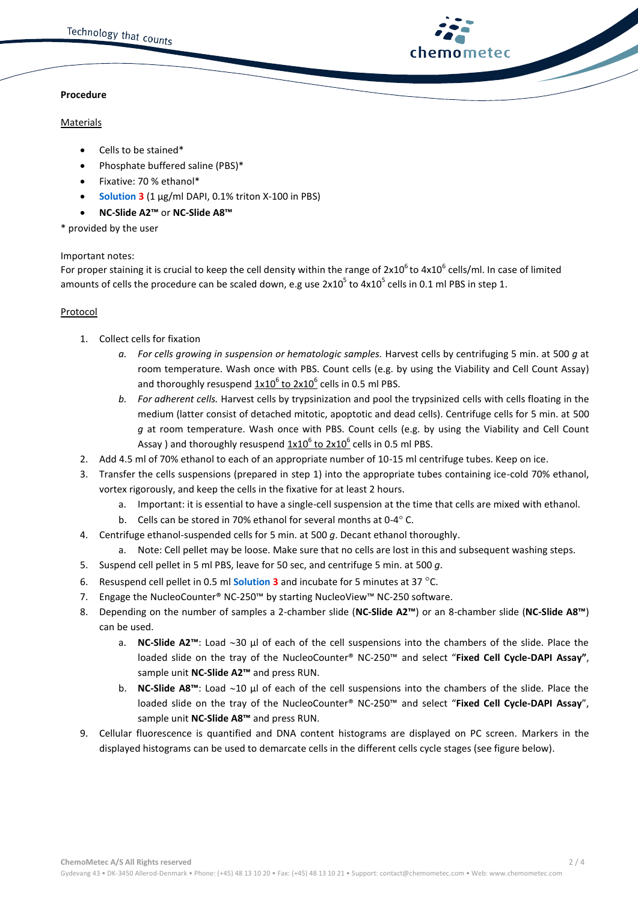**Procedure**

Materials

- Cells to be stained*
- Phosphate buffered saline (PBS)*
- Fixative: 70 % ethanol*
- **Solution 3** (1 µg/ml DAPI, 0.1% triton X-100 in PBS)
- **NC-Slide A2™** or **NC-Slide A8™**

* provided by the user

Important notes:
For proper staining it is crucial to keep the cell density within the range of $2x10^6$ to $4x10^6$ cells/ml. In case of limited amounts of cells the procedure can be scaled down, e.g use $2x10^5$ to $4x10^5$ cells in 0.1 ml PBS in step 1.

Protocol

1. Collect cells for fixation
   a. *For cells growing in suspension or hematologic samples.* Harvest cells by centrifuging 5 min. at 500 *g* at room temperature. Wash once with PBS. Count cells (e.g. by using the Viability and Cell Count Assay) and thoroughly resuspend $1x10^6$ to $2x10^6$ cells in 0.5 ml PBS.
   b. *For adherent cells.* Harvest cells by trypsinization and pool the trypsinized cells with cells floating in the medium (latter consist of detached mitotic, apoptotic and dead cells). Centrifuge cells for 5 min. at 500 *g* at room temperature. Wash once with PBS. Count cells (e.g. by using the Viability and Cell Count Assay ) and thoroughly resuspend $1x10^6$ to $2x10^6$ cells in 0.5 ml PBS.
2. Add 4.5 ml of 70% ethanol to each of an appropriate number of 10-15 ml centrifuge tubes. Keep on ice.
3. Transfer the cells suspensions (prepared in step 1) into the appropriate tubes containing ice-cold 70% ethanol, vortex rigorously, and keep the cells in the fixative for at least 2 hours.
   a. Important: it is essential to have a single-cell suspension at the time that cells are mixed with ethanol.
   b. Cells can be stored in 70% ethanol for several months at 0-4° C.
4. Centrifuge ethanol-suspended cells for 5 min. at 500 *g*. Decant ethanol thoroughly.
   a. Note: Cell pellet may be loose. Make sure that no cells are lost in this and subsequent washing steps.
5. Suspend cell pellet in 5 ml PBS, leave for 50 sec, and centrifuge 5 min. at 500 *g*.
6. Resuspend cell pellet in 0.5 ml **Solution 3** and incubate for 5 minutes at 37 °C.
7. Engage the NucleoCounter® NC-250™ by starting NucleoView™ NC-250 software.
8. Depending on the number of samples a 2-chamber slide (**NC-Slide A2™**) or an 8-chamber slide (**NC-Slide A8™**) can be used.
   a. **NC-Slide A2™**: Load ~30 µl of each of the cell suspensions into the chambers of the slide. Place the loaded slide on the tray of the NucleoCounter® NC-250™ and select "**Fixed Cell Cycle-DAPI Assay"**, sample unit **NC-Slide A2™** and press RUN.
   b. **NC-Slide A8™**: Load ~10 µl of each of the cell suspensions into the chambers of the slide. Place the loaded slide on the tray of the NucleoCounter® NC-250™ and select "**Fixed Cell Cycle-DAPI Assay**", sample unit **NC-Slide A8™** and press RUN.
9. Cellular fluorescence is quantified and DNA content histograms are displayed on PC screen. Markers in the displayed histograms can be used to demarcate cells in the different cells cycle stages (see figure below).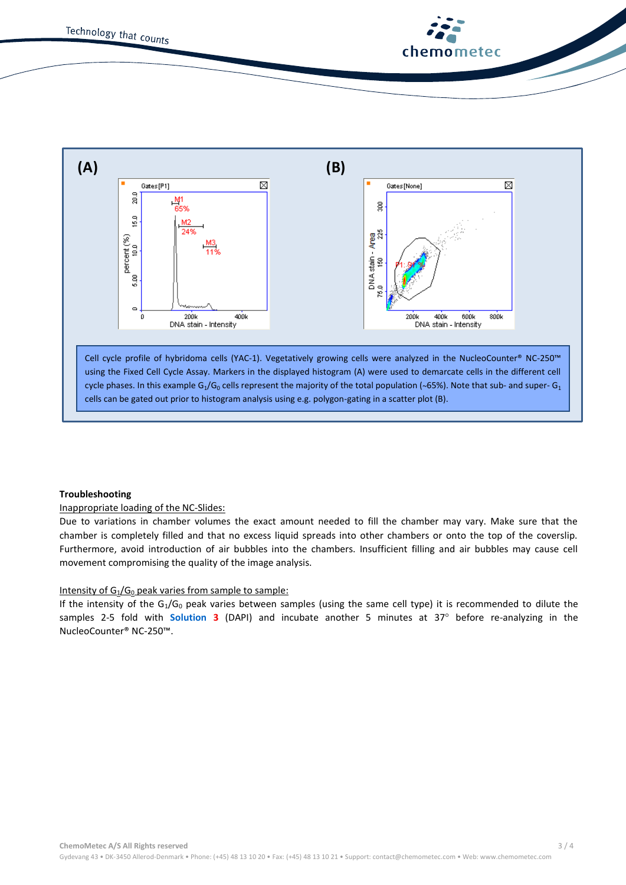(A)

(B)

Cell cycle profile of hybridoma cells (YAC-1). Vegetatively growing cells were analyzed in the NucleoCounter® NC-250™ using the Fixed Cell Cycle Assay. Markers in the displayed histogram (A) were used to demarcate cells in the different cell cycle phases. In this example $G_1/G_0$ cells represent the majority of the total population (~65%). Note that sub- and super- $G_1$ cells can be gated out prior to histogram analysis using e.g. polygon-gating in a scatter plot (B).

**Troubleshooting**

Inappropriate loading of the NC-Slides:

Due to variations in chamber volumes the exact amount needed to fill the chamber may vary. Make sure that the chamber is completely filled and that no excess liquid spreads into other chambers or onto the top of the coverslip. Furthermore, avoid introduction of air bubbles into the chambers. Insufficient filling and air bubbles may cause cell movement compromising the quality of the image analysis.

Intensity of $G_1/G_0$ peak varies from sample to sample:

If the intensity of the $G_1/G_0$ peak varies between samples (using the same cell type) it is recommended to dilute the samples 2-5 fold with **Solution 3** (DAPI) and incubate another 5 minutes at 37° before re-analyzing in the NucleoCounter® NC-250™.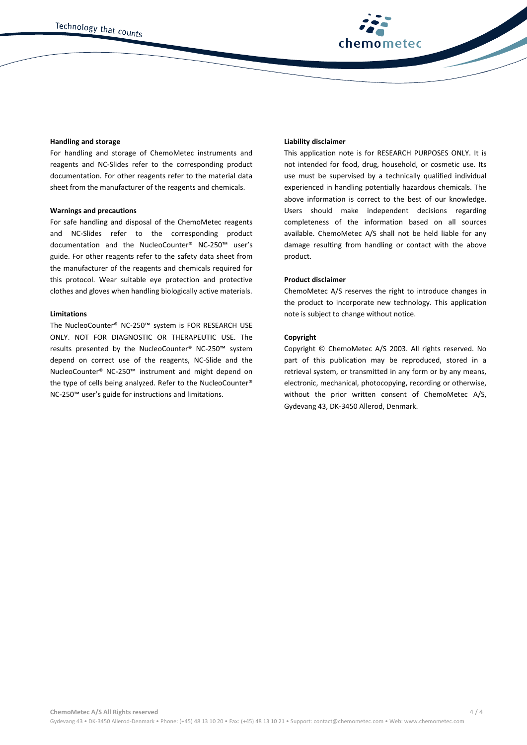**Handling and storage**

For handling and storage of ChemoMetec instruments and reagents and NC-Slides refer to the corresponding product documentation. For other reagents refer to the material data sheet from the manufacturer of the reagents and chemicals.

**Warnings and precautions**

For safe handling and disposal of the ChemoMetec reagents and NC-Slides refer to the corresponding product documentation and the NucleoCounter® NC-250™ user's guide. For other reagents refer to the safety data sheet from the manufacturer of the reagents and chemicals required for this protocol. Wear suitable eye protection and protective clothes and gloves when handling biologically active materials.

**Limitations**

The NucleoCounter® NC-250™ system is FOR RESEARCH USE ONLY. NOT FOR DIAGNOSTIC OR THERAPEUTIC USE. The results presented by the NucleoCounter® NC-250™ system depend on correct use of the reagents, NC-Slide and the NucleoCounter® NC-250™ instrument and might depend on the type of cells being analyzed. Refer to the NucleoCounter® NC-250™ user's guide for instructions and limitations.

**Liability disclaimer**

This application note is for RESEARCH PURPOSES ONLY. It is not intended for food, drug, household, or cosmetic use. Its use must be supervised by a technically qualified individual experienced in handling potentially hazardous chemicals. The above information is correct to the best of our knowledge. Users should make independent decisions regarding completeness of the information based on all sources available. ChemoMetec A/S shall not be held liable for any damage resulting from handling or contact with the above product.

**Product disclaimer**

ChemoMetec A/S reserves the right to introduce changes in the product to incorporate new technology. This application note is subject to change without notice.

**Copyright**

Copyright © ChemoMetec A/S 2003. All rights reserved. No part of this publication may be reproduced, stored in a retrieval system, or transmitted in any form or by any means, electronic, mechanical, photocopying, recording or otherwise, without the prior written consent of ChemoMetec A/S, Gydevang 43, DK-3450 Allerod, Denmark.